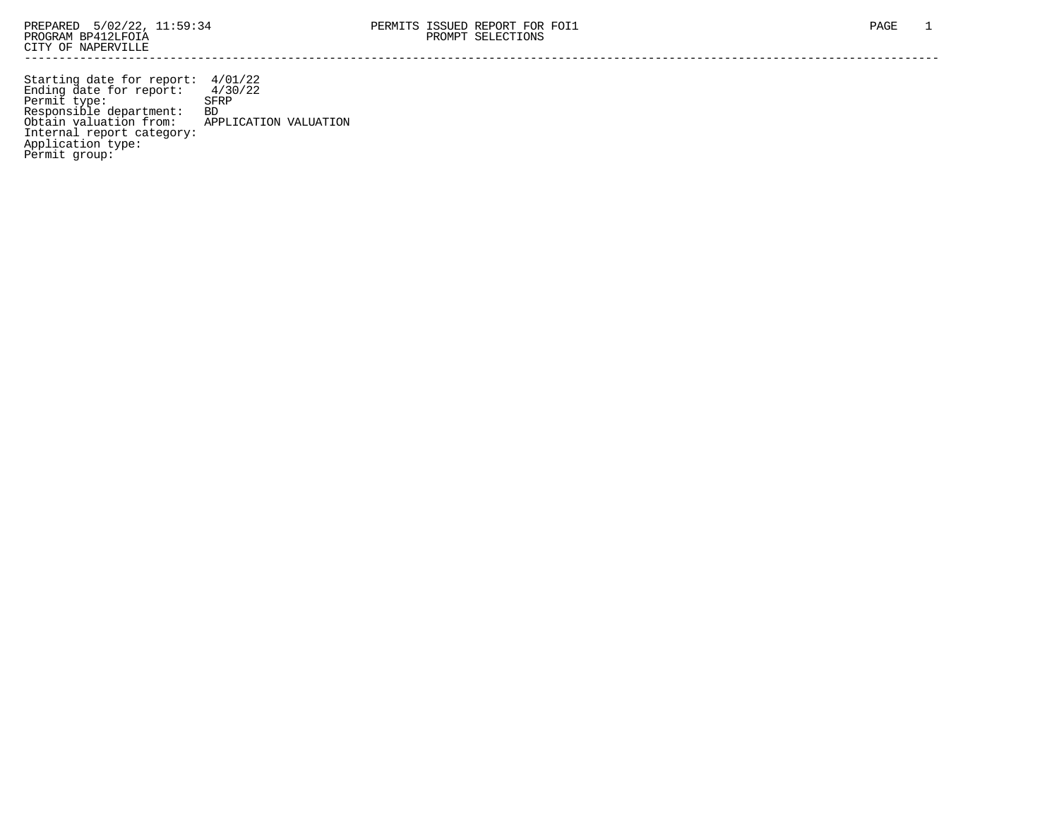PREPARED 5/02/22, 11:59:34
PROGRAM BP412LFOIA
CITY OF NAPERVILLE

PERMITS ISSUED REPORT FOR FOI1
PROMPT SELECTIONS

Starting date for report: 4/01/22
Ending date for report: 4/30/22
Permit type: SFRP
Responsible department: BD
Obtain valuation from: APPLICATION VALUATION
Internal report category:
Application type:
Permit group: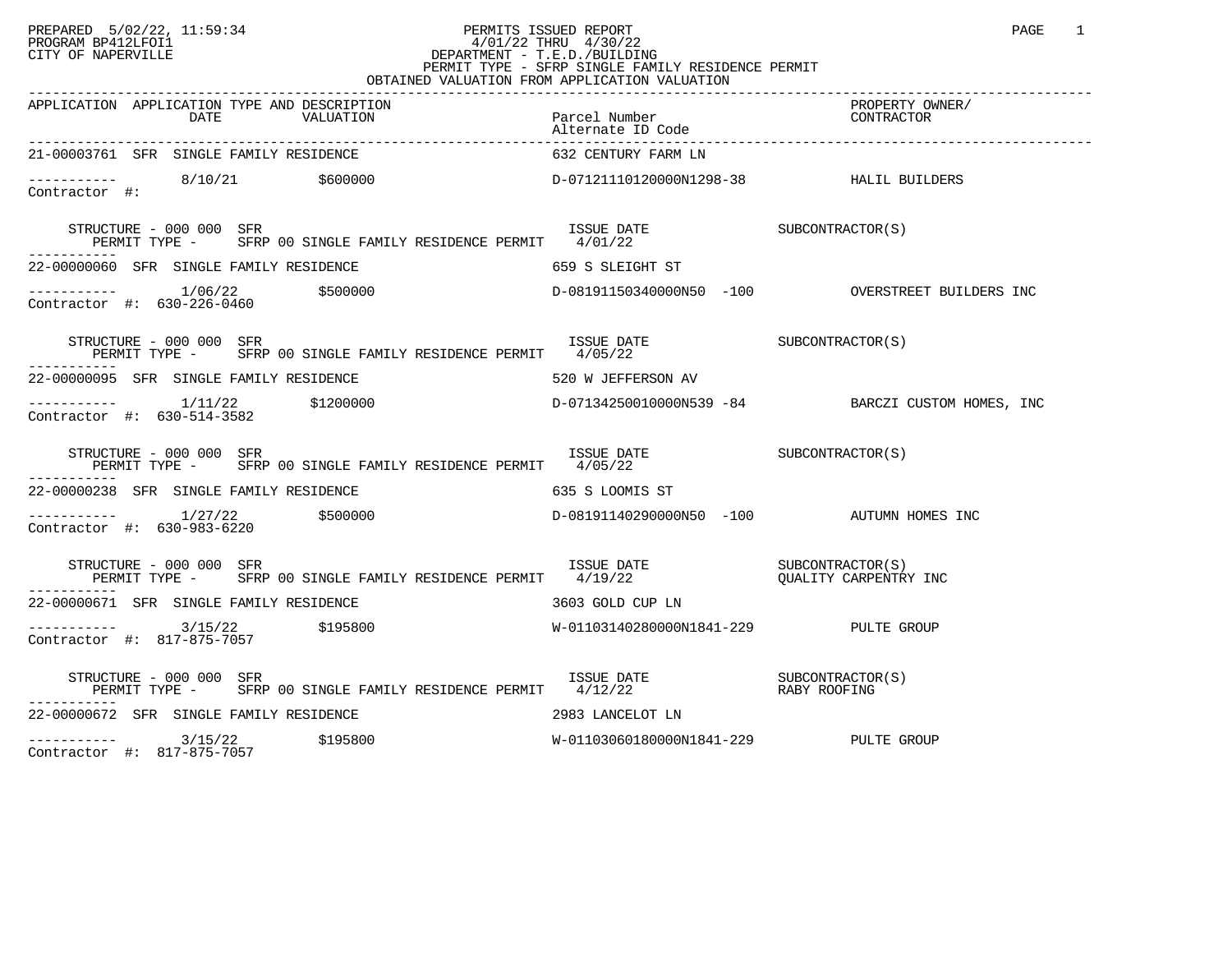PREPARED 5/02/22, 11:59:34
PROGRAM BP412LFOI1
CITY OF NAPERVILLE

PERMITS ISSUED REPORT
4/01/22 THRU 4/30/22
DEPARTMENT - T.E.D./BUILDING
PERMIT TYPE - SFRP SINGLE FAMILY RESIDENCE PERMIT
OBTAINED VALUATION FROM APPLICATION VALUATION

| APPLICATION | APPLICATION TYPE AND DESCRIPTION DATE | VALUATION | Parcel Number / Alternate ID Code | PROPERTY OWNER/ CONTRACTOR |
|---|---|---|---|---|
| 21-00003761 SFR SINGLE FAMILY RESIDENCE | | | 632 CENTURY FARM LN | |
| ----------- | 8/10/21 | $600000 | D-07121110120000N1298-38 | HALIL BUILDERS |
| Contractor #: | | | | |
| STRUCTURE - 000 000 SFR | PERMIT TYPE - SFRP 00 SINGLE FAMILY RESIDENCE PERMIT | | ISSUE DATE 4/01/22 | SUBCONTRACTOR(S) |
| 22-00000060 SFR SINGLE FAMILY RESIDENCE | | | 659 S SLEIGHT ST | |
| ----------- | 1/06/22 | $500000 | D-08191150340000N50 -100 | OVERSTREET BUILDERS INC |
| Contractor #: 630-226-0460 | | | | |
| STRUCTURE - 000 000 SFR | PERMIT TYPE - SFRP 00 SINGLE FAMILY RESIDENCE PERMIT | | ISSUE DATE 4/05/22 | SUBCONTRACTOR(S) |
| 22-00000095 SFR SINGLE FAMILY RESIDENCE | | | 520 W JEFFERSON AV | |
| ----------- | 1/11/22 | $1200000 | D-07134250010000N539 -84 | BARCZI CUSTOM HOMES, INC |
| Contractor #: 630-514-3582 | | | | |
| STRUCTURE - 000 000 SFR | PERMIT TYPE - SFRP 00 SINGLE FAMILY RESIDENCE PERMIT | | ISSUE DATE 4/05/22 | SUBCONTRACTOR(S) |
| 22-00000238 SFR SINGLE FAMILY RESIDENCE | | | 635 S LOOMIS ST | |
| ----------- | 1/27/22 | $500000 | D-08191140290000N50 -100 | AUTUMN HOMES INC |
| Contractor #: 630-983-6220 | | | | |
| STRUCTURE - 000 000 SFR | PERMIT TYPE - SFRP 00 SINGLE FAMILY RESIDENCE PERMIT | | ISSUE DATE 4/19/22 | SUBCONTRACTOR(S) QUALITY CARPENTRY INC |
| 22-00000671 SFR SINGLE FAMILY RESIDENCE | | | 3603 GOLD CUP LN | |
| ----------- | 3/15/22 | $195800 | W-01103140280000N1841-229 | PULTE GROUP |
| Contractor #: 817-875-7057 | | | | |
| STRUCTURE - 000 000 SFR | PERMIT TYPE - SFRP 00 SINGLE FAMILY RESIDENCE PERMIT | | ISSUE DATE 4/12/22 | SUBCONTRACTOR(S) RABY ROOFING |
| 22-00000672 SFR SINGLE FAMILY RESIDENCE | | | 2983 LANCELOT LN | |
| ----------- | 3/15/22 | $195800 | W-01103060180000N1841-229 | PULTE GROUP |
| Contractor #: 817-875-7057 | | | | |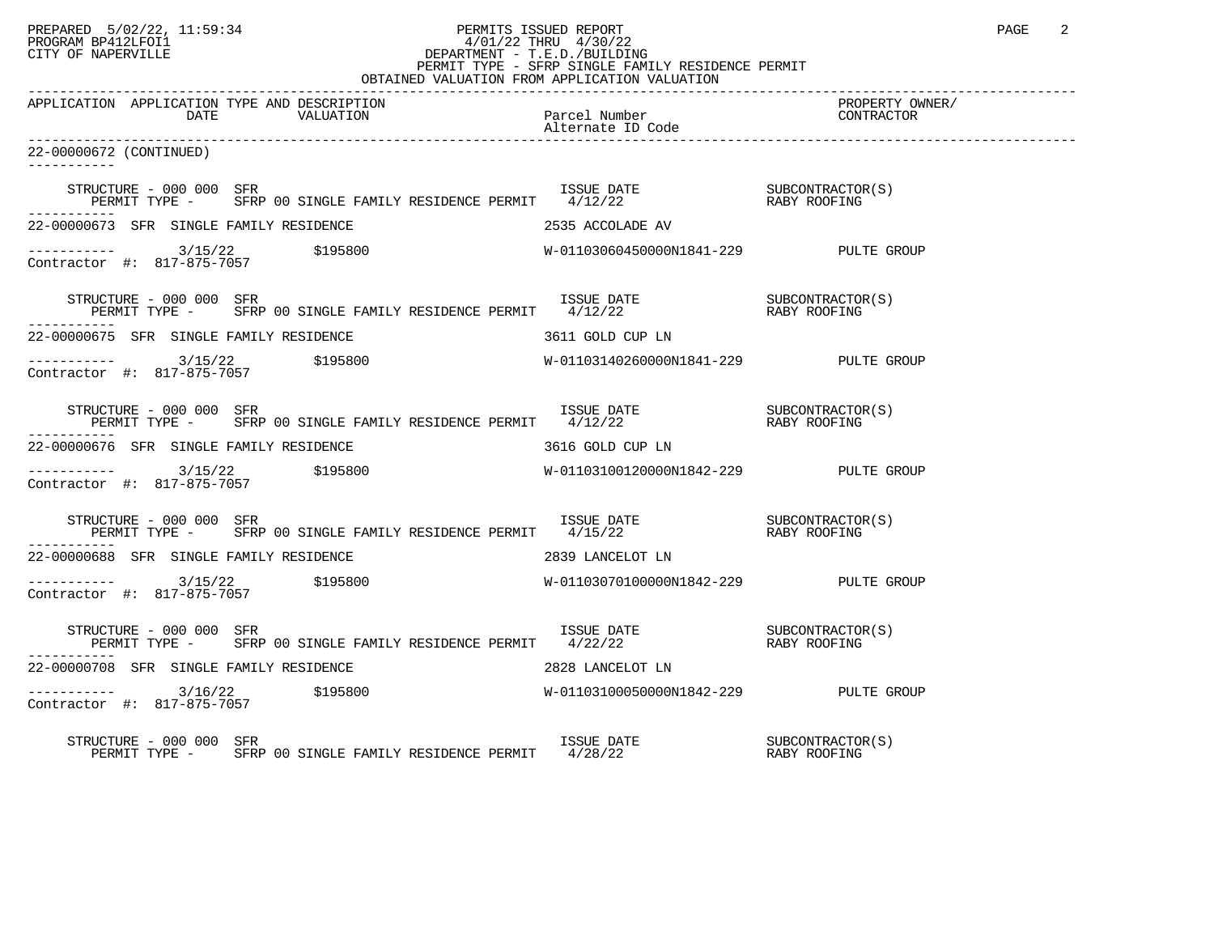PREPARED 5/02/22, 11:59:34 PERMITS ISSUED REPORT
PROGRAM BP412LFOI1 4/01/22 THRU 4/30/22
CITY OF NAPERVILLE DEPARTMENT - T.E.D./BUILDING
PERMIT TYPE - SFRP SINGLE FAMILY RESIDENCE PERMIT
OBTAINED VALUATION FROM APPLICATION VALUATION

| APPLICATION | APPLICATION TYPE AND DESCRIPTION DATE | VALUATION | Parcel Number / Alternate ID Code | PROPERTY OWNER/ CONTRACTOR |
|---|---|---|---|---|

22-00000672 (CONTINUED)

STRUCTURE - 000 000 SFR — ISSUE DATE — SUBCONTRACTOR(S)
PERMIT TYPE - SFRP 00 SINGLE FAMILY RESIDENCE PERMIT 4/12/22 RABY ROOFING

22-00000673 SFR SINGLE FAMILY RESIDENCE 2535 ACCOLADE AV
3/15/22 $195800 W-01103060450000N1841-229 PULTE GROUP
Contractor #: 817-875-7057

STRUCTURE - 000 000 SFR — ISSUE DATE — SUBCONTRACTOR(S)
PERMIT TYPE - SFRP 00 SINGLE FAMILY RESIDENCE PERMIT 4/12/22 RABY ROOFING

22-00000675 SFR SINGLE FAMILY RESIDENCE 3611 GOLD CUP LN
3/15/22 $195800 W-01103140260000N1841-229 PULTE GROUP
Contractor #: 817-875-7057

STRUCTURE - 000 000 SFR — ISSUE DATE — SUBCONTRACTOR(S)
PERMIT TYPE - SFRP 00 SINGLE FAMILY RESIDENCE PERMIT 4/12/22 RABY ROOFING

22-00000676 SFR SINGLE FAMILY RESIDENCE 3616 GOLD CUP LN
3/15/22 $195800 W-01103100120000N1842-229 PULTE GROUP
Contractor #: 817-875-7057

STRUCTURE - 000 000 SFR — ISSUE DATE — SUBCONTRACTOR(S)
PERMIT TYPE - SFRP 00 SINGLE FAMILY RESIDENCE PERMIT 4/15/22 RABY ROOFING

22-00000688 SFR SINGLE FAMILY RESIDENCE 2839 LANCELOT LN
3/15/22 $195800 W-01103070100000N1842-229 PULTE GROUP
Contractor #: 817-875-7057

STRUCTURE - 000 000 SFR — ISSUE DATE — SUBCONTRACTOR(S)
PERMIT TYPE - SFRP 00 SINGLE FAMILY RESIDENCE PERMIT 4/22/22 RABY ROOFING

22-00000708 SFR SINGLE FAMILY RESIDENCE 2828 LANCELOT LN
3/16/22 $195800 W-01103100050000N1842-229 PULTE GROUP
Contractor #: 817-875-7057

STRUCTURE - 000 000 SFR — ISSUE DATE — SUBCONTRACTOR(S)
PERMIT TYPE - SFRP 00 SINGLE FAMILY RESIDENCE PERMIT 4/28/22 RABY ROOFING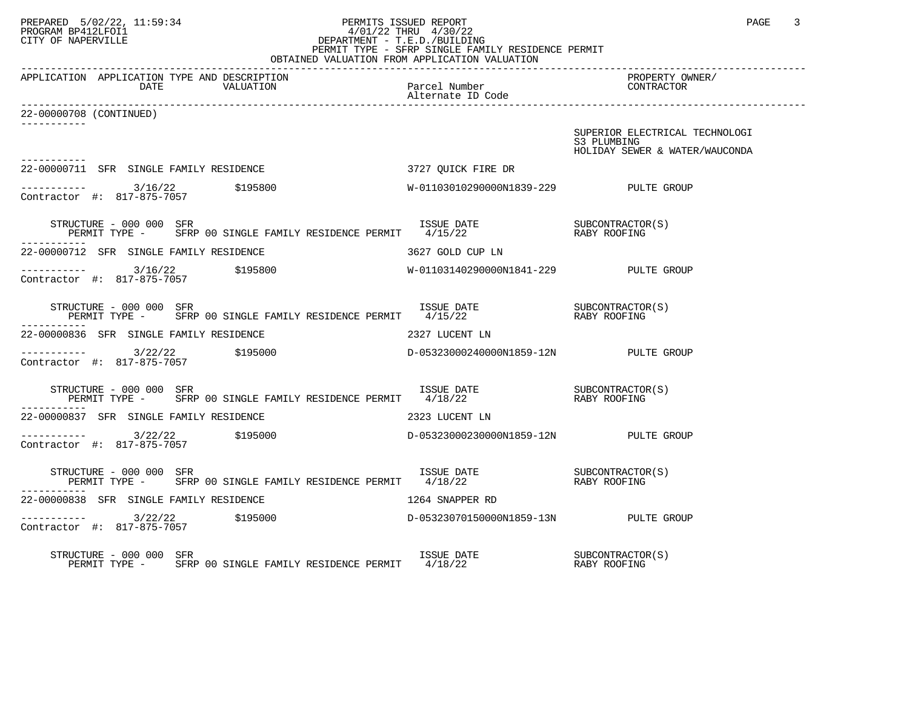PREPARED 5/02/22, 11:59:34
PROGRAM BP412LFOI1
CITY OF NAPERVILLE

PERMITS ISSUED REPORT
4/01/22 THRU 4/30/22
DEPARTMENT - T.E.D./BUILDING
PERMIT TYPE - SFRP SINGLE FAMILY RESIDENCE PERMIT
OBTAINED VALUATION FROM APPLICATION VALUATION

| APPLICATION | APPLICATION TYPE AND DESCRIPTION DATE | VALUATION | Parcel Number / Alternate ID Code | PROPERTY OWNER/ CONTRACTOR |
|---|---|---|---|---|

22-00000708 (CONTINUED)

SUPERIOR ELECTRICAL TECHNOLOGI
S3 PLUMBING
HOLIDAY SEWER & WATER/WAUCONDA

---

22-00000711 SFR SINGLE FAMILY RESIDENCE — 3727 QUICK FIRE DR

3/16/22 — $195800 — W-01103010290000N1839-229 — PULTE GROUP

Contractor #: 817-875-7057

STRUCTURE - 000 000 SFR — ISSUE DATE — SUBCONTRACTOR(S)
PERMIT TYPE - SFRP 00 SINGLE FAMILY RESIDENCE PERMIT — 4/15/22 — RABY ROOFING

---

22-00000712 SFR SINGLE FAMILY RESIDENCE — 3627 GOLD CUP LN

3/16/22 — $195800 — W-01103140290000N1841-229 — PULTE GROUP

Contractor #: 817-875-7057

STRUCTURE - 000 000 SFR — ISSUE DATE — SUBCONTRACTOR(S)
PERMIT TYPE - SFRP 00 SINGLE FAMILY RESIDENCE PERMIT — 4/15/22 — RABY ROOFING

---

22-00000836 SFR SINGLE FAMILY RESIDENCE — 2327 LUCENT LN

3/22/22 — $195000 — D-05323000240000N1859-12N — PULTE GROUP

Contractor #: 817-875-7057

STRUCTURE - 000 000 SFR — ISSUE DATE — SUBCONTRACTOR(S)
PERMIT TYPE - SFRP 00 SINGLE FAMILY RESIDENCE PERMIT — 4/18/22 — RABY ROOFING

---

22-00000837 SFR SINGLE FAMILY RESIDENCE — 2323 LUCENT LN

3/22/22 — $195000 — D-05323000230000N1859-12N — PULTE GROUP

Contractor #: 817-875-7057

STRUCTURE - 000 000 SFR — ISSUE DATE — SUBCONTRACTOR(S)
PERMIT TYPE - SFRP 00 SINGLE FAMILY RESIDENCE PERMIT — 4/18/22 — RABY ROOFING

---

22-00000838 SFR SINGLE FAMILY RESIDENCE — 1264 SNAPPER RD

3/22/22 — $195000 — D-05323070150000N1859-13N — PULTE GROUP

Contractor #: 817-875-7057

STRUCTURE - 000 000 SFR — ISSUE DATE — SUBCONTRACTOR(S)
PERMIT TYPE - SFRP 00 SINGLE FAMILY RESIDENCE PERMIT — 4/18/22 — RABY ROOFING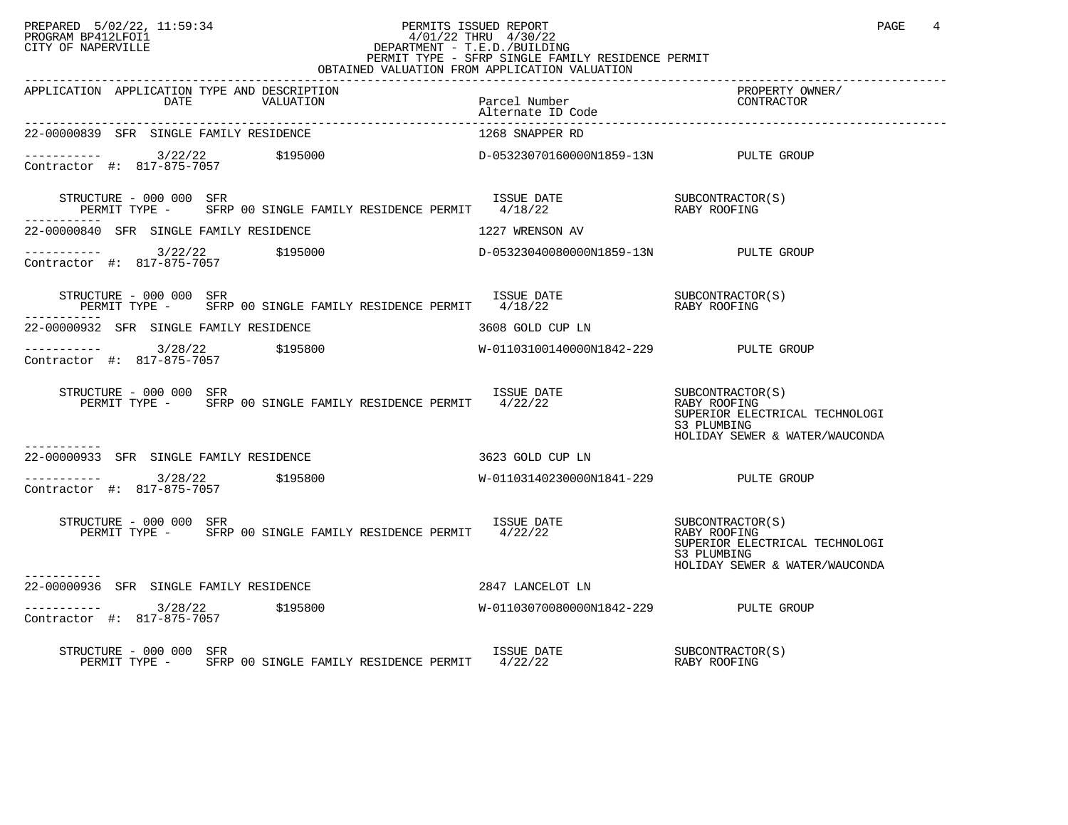PREPARED 5/02/22, 11:59:34
PROGRAM BP412LFOI1
CITY OF NAPERVILLE

PERMITS ISSUED REPORT
4/01/22 THRU 4/30/22
DEPARTMENT - T.E.D./BUILDING
PERMIT TYPE - SFRP SINGLE FAMILY RESIDENCE PERMIT
OBTAINED VALUATION FROM APPLICATION VALUATION

| APPLICATION | APPLICATION TYPE AND DESCRIPTION DATE | VALUATION | Parcel Number / Alternate ID Code | PROPERTY OWNER/ CONTRACTOR |
|---|---|---|---|---|
| 22-00000839 | SFR SINGLE FAMILY RESIDENCE | | 1268 SNAPPER RD | |
| ----------- | 3/22/22 | $195000 | D-05323070160000N1859-13N | PULTE GROUP |
| Contractor #: 817-875-7057 | | | | |
| STRUCTURE - 000 000 SFR | PERMIT TYPE - SFRP 00 SINGLE FAMILY RESIDENCE PERMIT | | ISSUE DATE 4/18/22 | SUBCONTRACTOR(S) RABY ROOFING |
| 22-00000840 | SFR SINGLE FAMILY RESIDENCE | | 1227 WRENSON AV | |
| ----------- | 3/22/22 | $195000 | D-05323040080000N1859-13N | PULTE GROUP |
| Contractor #: 817-875-7057 | | | | |
| STRUCTURE - 000 000 SFR | PERMIT TYPE - SFRP 00 SINGLE FAMILY RESIDENCE PERMIT | | ISSUE DATE 4/18/22 | SUBCONTRACTOR(S) RABY ROOFING |
| 22-00000932 | SFR SINGLE FAMILY RESIDENCE | | 3608 GOLD CUP LN | |
| ----------- | 3/28/22 | $195800 | W-01103100140000N1842-229 | PULTE GROUP |
| Contractor #: 817-875-7057 | | | | |
| STRUCTURE - 000 000 SFR | PERMIT TYPE - SFRP 00 SINGLE FAMILY RESIDENCE PERMIT | | ISSUE DATE 4/22/22 | SUBCONTRACTOR(S) RABY ROOFING, SUPERIOR ELECTRICAL TECHNOLOGI, S3 PLUMBING, HOLIDAY SEWER & WATER/WAUCONDA |
| 22-00000933 | SFR SINGLE FAMILY RESIDENCE | | 3623 GOLD CUP LN | |
| ----------- | 3/28/22 | $195800 | W-01103140230000N1841-229 | PULTE GROUP |
| Contractor #: 817-875-7057 | | | | |
| STRUCTURE - 000 000 SFR | PERMIT TYPE - SFRP 00 SINGLE FAMILY RESIDENCE PERMIT | | ISSUE DATE 4/22/22 | SUBCONTRACTOR(S) RABY ROOFING, SUPERIOR ELECTRICAL TECHNOLOGI, S3 PLUMBING, HOLIDAY SEWER & WATER/WAUCONDA |
| 22-00000936 | SFR SINGLE FAMILY RESIDENCE | | 2847 LANCELOT LN | |
| ----------- | 3/28/22 | $195800 | W-01103070080000N1842-229 | PULTE GROUP |
| Contractor #: 817-875-7057 | | | | |
| STRUCTURE - 000 000 SFR | PERMIT TYPE - SFRP 00 SINGLE FAMILY RESIDENCE PERMIT | | ISSUE DATE 4/22/22 | SUBCONTRACTOR(S) RABY ROOFING |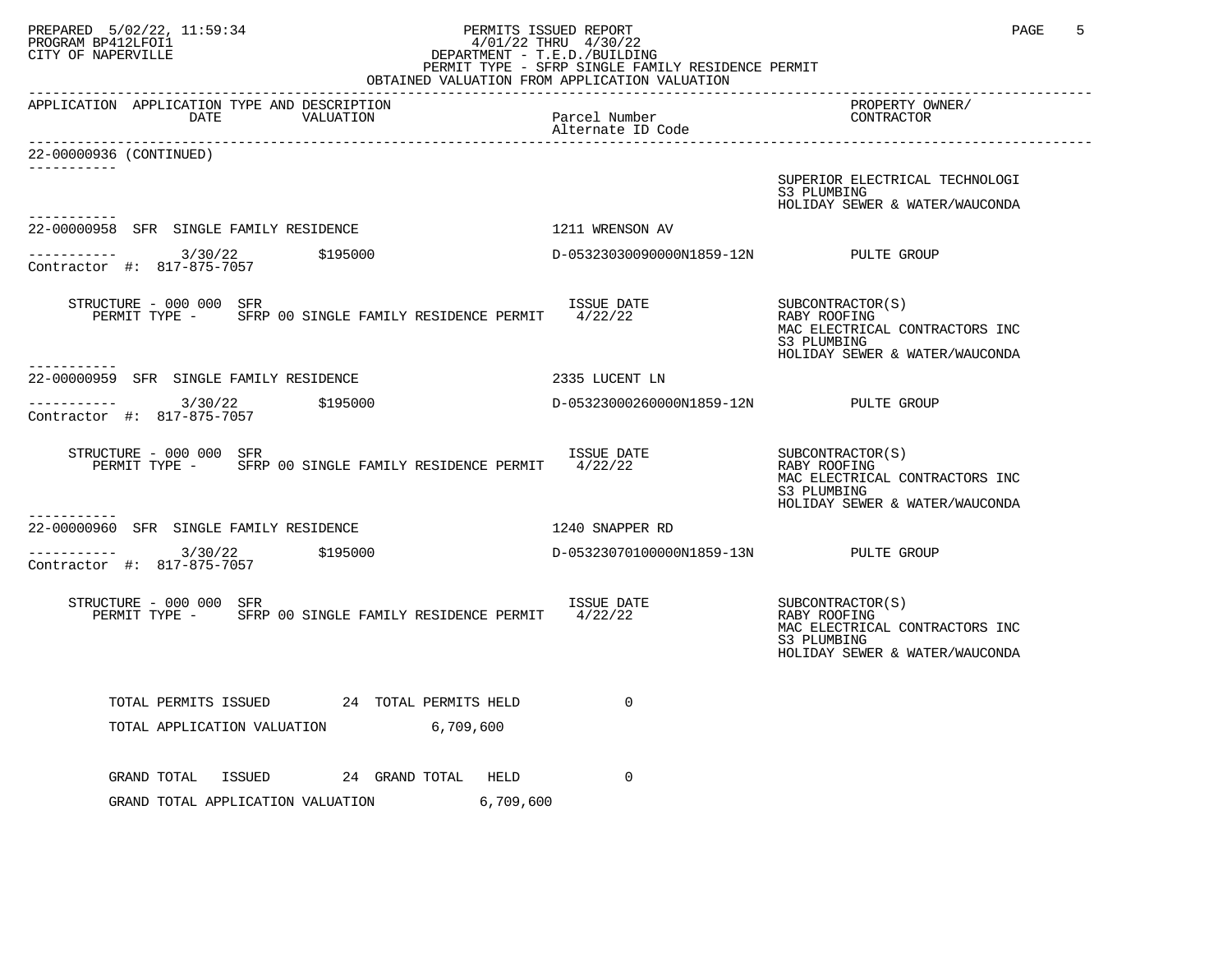APPLICATION APPLICATION TYPE AND DESCRIPTION / DATE / VALUATION — Parcel Number / Alternate ID Code — PROPERTY OWNER/ CONTRACTOR

22-00000936 (CONTINUED)

SUPERIOR ELECTRICAL TECHNOLOGI
S3 PLUMBING
HOLIDAY SEWER & WATER/WAUCONDA

---

22-00000958 SFR SINGLE FAMILY RESIDENCE — 1211 WRENSON AV

3/30/22 $195000 — D-05323030090000N1859-12N — PULTE GROUP

Contractor #: 817-875-7057

STRUCTURE - 000 000 SFR
PERMIT TYPE - SFRP 00 SINGLE FAMILY RESIDENCE PERMIT

ISSUE DATE 4/22/22

SUBCONTRACTOR(S)
RABY ROOFING
MAC ELECTRICAL CONTRACTORS INC
S3 PLUMBING
HOLIDAY SEWER & WATER/WAUCONDA

---

22-00000959 SFR SINGLE FAMILY RESIDENCE — 2335 LUCENT LN

3/30/22 $195000 — D-05323000260000N1859-12N — PULTE GROUP

Contractor #: 817-875-7057

STRUCTURE - 000 000 SFR
PERMIT TYPE - SFRP 00 SINGLE FAMILY RESIDENCE PERMIT

ISSUE DATE 4/22/22

SUBCONTRACTOR(S)
RABY ROOFING
MAC ELECTRICAL CONTRACTORS INC
S3 PLUMBING
HOLIDAY SEWER & WATER/WAUCONDA

---

22-00000960 SFR SINGLE FAMILY RESIDENCE — 1240 SNAPPER RD

3/30/22 $195000 — D-05323070100000N1859-13N — PULTE GROUP

Contractor #: 817-875-7057

STRUCTURE - 000 000 SFR
PERMIT TYPE - SFRP 00 SINGLE FAMILY RESIDENCE PERMIT

ISSUE DATE 4/22/22

SUBCONTRACTOR(S)
RABY ROOFING
MAC ELECTRICAL CONTRACTORS INC
S3 PLUMBING
HOLIDAY SEWER & WATER/WAUCONDA

---

TOTAL PERMITS ISSUED 24 TOTAL PERMITS HELD 0

TOTAL APPLICATION VALUATION 6,709,600

GRAND TOTAL ISSUED 24 GRAND TOTAL HELD 0

GRAND TOTAL APPLICATION VALUATION 6,709,600